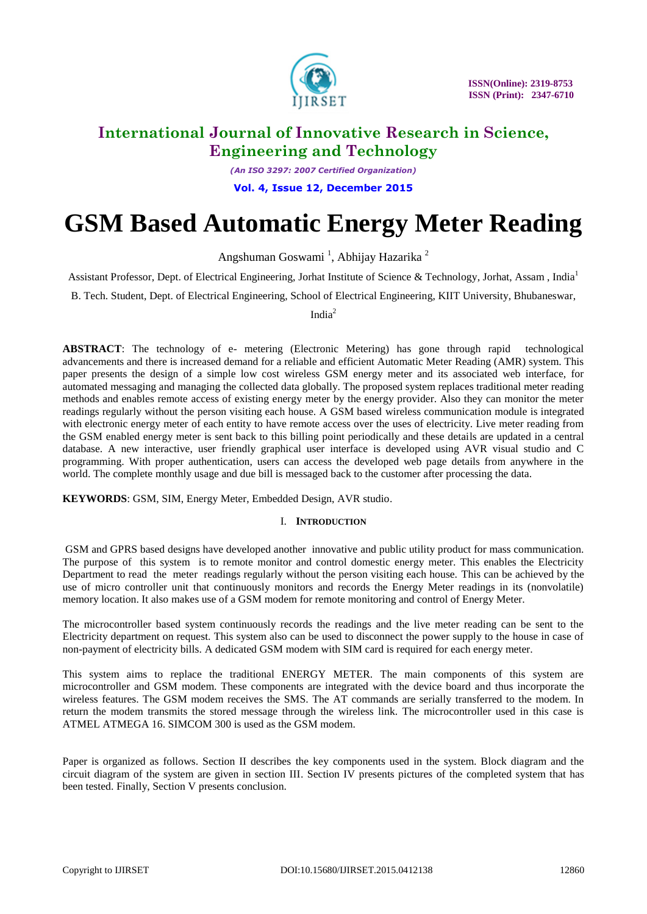# GSM Based Automatic Energy Meter Reading

Angshuman Goswami [1], Abhijay Hazarika [2]

Assistant Professor, Dept. of Electrical Engineering, Jorhat Institute of Science & Technology, Jorhat, Assam , India[1]

B. Tech. Student, Dept. of Electrical Engineering, School of Electrical Engineering, KIIT University, Bhubaneswar, India[2]

**ABSTRACT**: The technology of e- metering (Electronic Metering) has gone through rapid technological advancements and there is increased demand for a reliable and efficient Automatic Meter Reading (AMR) system. This paper presents the design of a simple low cost wireless GSM energy meter and its associated web interface, for automated messaging and managing the collected data globally. The proposed system replaces traditional meter reading methods and enables remote access of existing energy meter by the energy provider. Also they can monitor the meter readings regularly without the person visiting each house. A GSM based wireless communication module is integrated with electronic energy meter of each entity to have remote access over the uses of electricity. Live meter reading from the GSM enabled energy meter is sent back to this billing point periodically and these details are updated in a central database. A new interactive, user friendly graphical user interface is developed using AVR visual studio and C programming. With proper authentication, users can access the developed web page details from anywhere in the world. The complete monthly usage and due bill is messaged back to the customer after processing the data.

**KEYWORDS**: GSM, SIM, Energy Meter, Embedded Design, AVR studio.

## I. INTRODUCTION

GSM and GPRS based designs have developed another innovative and public utility product for mass communication. The purpose of this system is to remote monitor and control domestic energy meter. This enables the Electricity Department to read the meter readings regularly without the person visiting each house. This can be achieved by the use of micro controller unit that continuously monitors and records the Energy Meter readings in its (nonvolatile) memory location. It also makes use of a GSM modem for remote monitoring and control of Energy Meter.

The microcontroller based system continuously records the readings and the live meter reading can be sent to the Electricity department on request. This system also can be used to disconnect the power supply to the house in case of non-payment of electricity bills. A dedicated GSM modem with SIM card is required for each energy meter.

This system aims to replace the traditional ENERGY METER. The main components of this system are microcontroller and GSM modem. These components are integrated with the device board and thus incorporate the wireless features. The GSM modem receives the SMS. The AT commands are serially transferred to the modem. In return the modem transmits the stored message through the wireless link. The microcontroller used in this case is ATMEL ATMEGA 16. SIMCOM 300 is used as the GSM modem.

Paper is organized as follows. Section II describes the key components used in the system. Block diagram and the circuit diagram of the system are given in section III. Section IV presents pictures of the completed system that has been tested. Finally, Section V presents conclusion.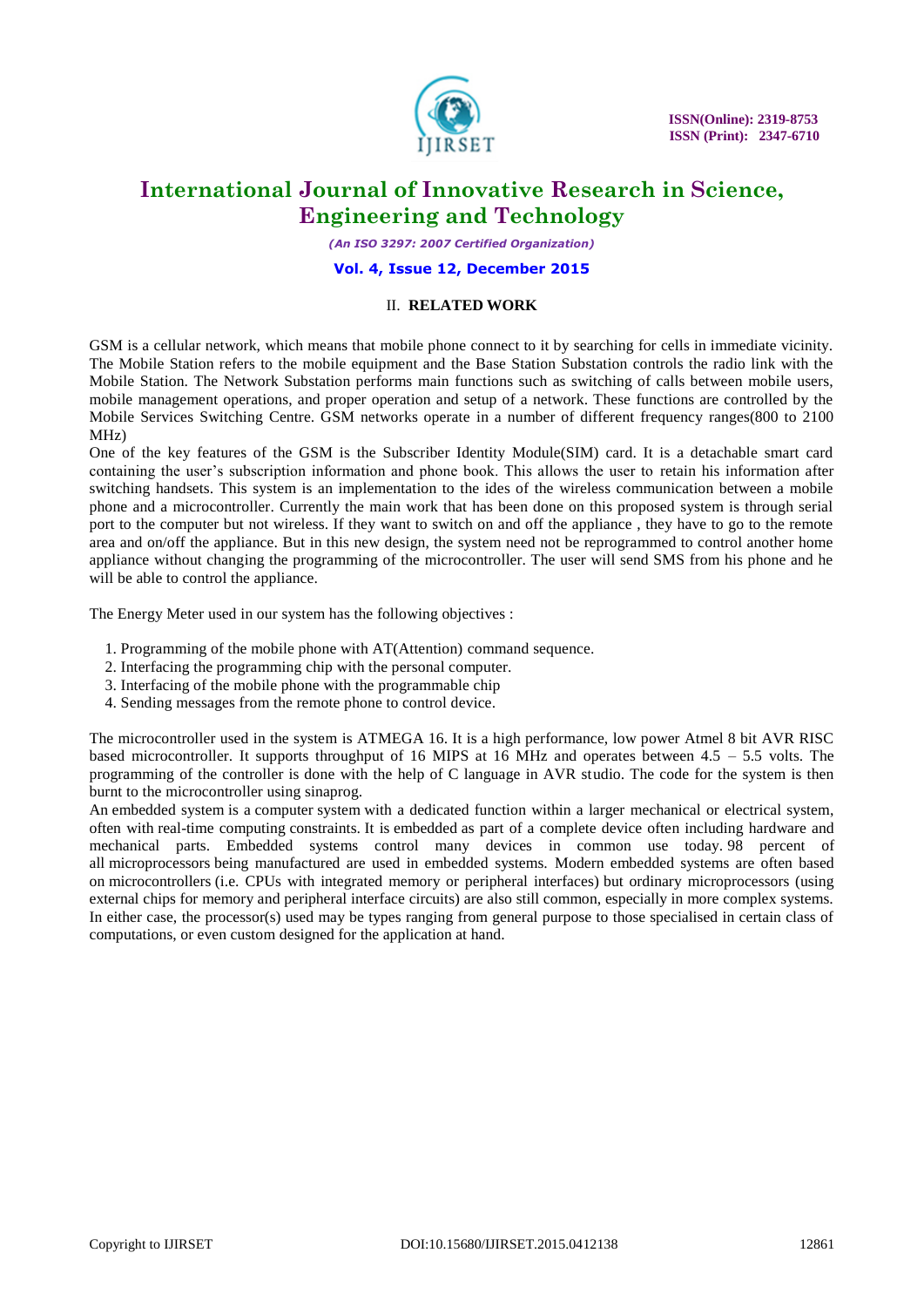## II. RELATED WORK

GSM is a cellular network, which means that mobile phone connect to it by searching for cells in immediate vicinity. The Mobile Station refers to the mobile equipment and the Base Station Substation controls the radio link with the Mobile Station. The Network Substation performs main functions such as switching of calls between mobile users, mobile management operations, and proper operation and setup of a network. These functions are controlled by the Mobile Services Switching Centre. GSM networks operate in a number of different frequency ranges(800 to 2100 MHz)

One of the key features of the GSM is the Subscriber Identity Module(SIM) card. It is a detachable smart card containing the user's subscription information and phone book. This allows the user to retain his information after switching handsets. This system is an implementation to the ides of the wireless communication between a mobile phone and a microcontroller. Currently the main work that has been done on this proposed system is through serial port to the computer but not wireless. If they want to switch on and off the appliance , they have to go to the remote area and on/off the appliance. But in this new design, the system need not be reprogrammed to control another home appliance without changing the programming of the microcontroller. The user will send SMS from his phone and he will be able to control the appliance.

The Energy Meter used in our system has the following objectives :

1. Programming of the mobile phone with AT(Attention) command sequence.
2. Interfacing the programming chip with the personal computer.
3. Interfacing of the mobile phone with the programmable chip
4. Sending messages from the remote phone to control device.

The microcontroller used in the system is ATMEGA 16. It is a high performance, low power Atmel 8 bit AVR RISC based microcontroller. It supports throughput of 16 MIPS at 16 MHz and operates between 4.5 – 5.5 volts. The programming of the controller is done with the help of C language in AVR studio. The code for the system is then burnt to the microcontroller using sinaprog.

An embedded system is a computer system with a dedicated function within a larger mechanical or electrical system, often with real-time computing constraints. It is embedded as part of a complete device often including hardware and mechanical parts. Embedded systems control many devices in common use today. 98 percent of all microprocessors being manufactured are used in embedded systems. Modern embedded systems are often based on microcontrollers (i.e. CPUs with integrated memory or peripheral interfaces) but ordinary microprocessors (using external chips for memory and peripheral interface circuits) are also still common, especially in more complex systems. In either case, the processor(s) used may be types ranging from general purpose to those specialised in certain class of computations, or even custom designed for the application at hand.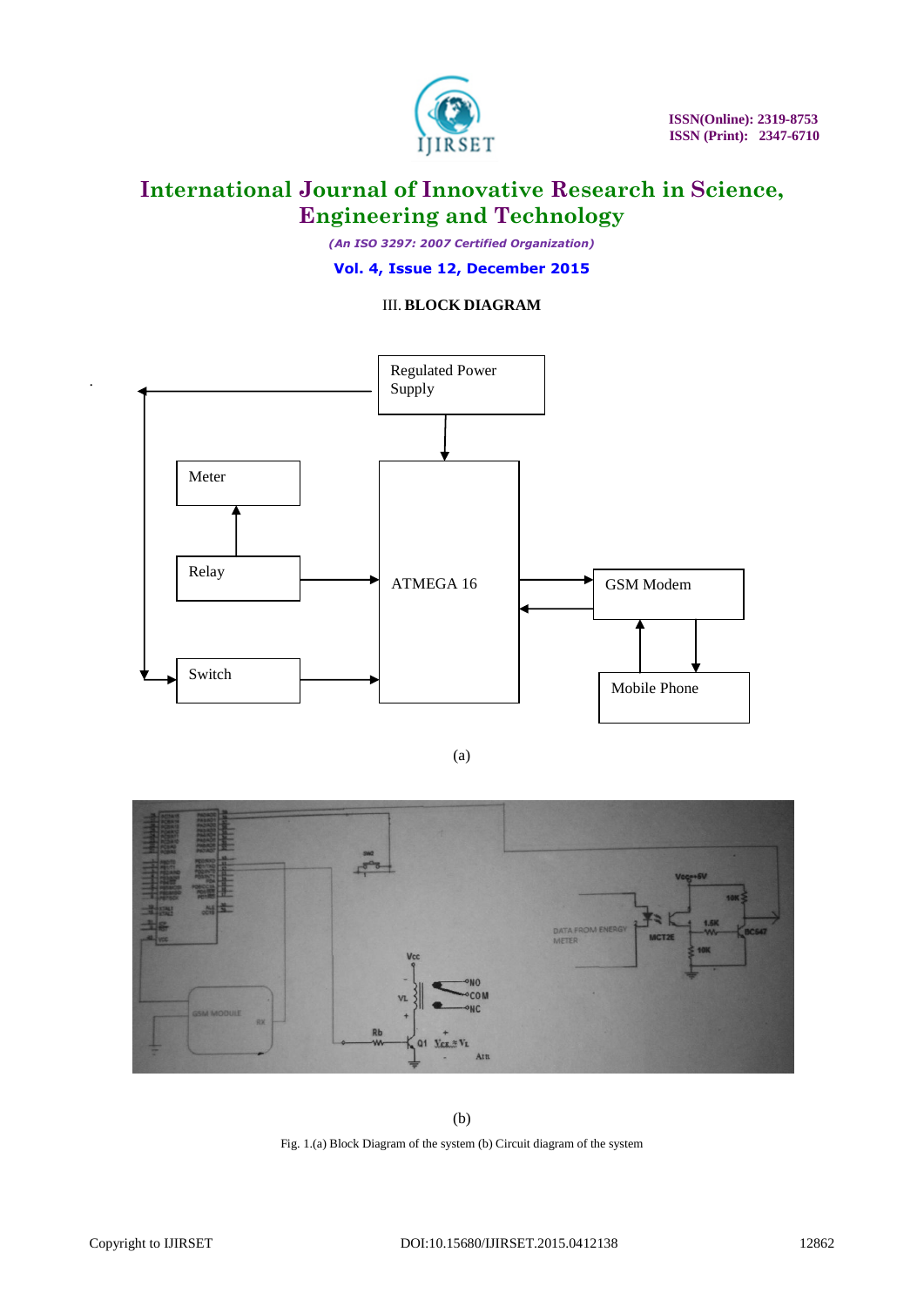## III. BLOCK DIAGRAM

(a)

(b)

Fig. 1.(a) Block Diagram of the system (b) Circuit diagram of the system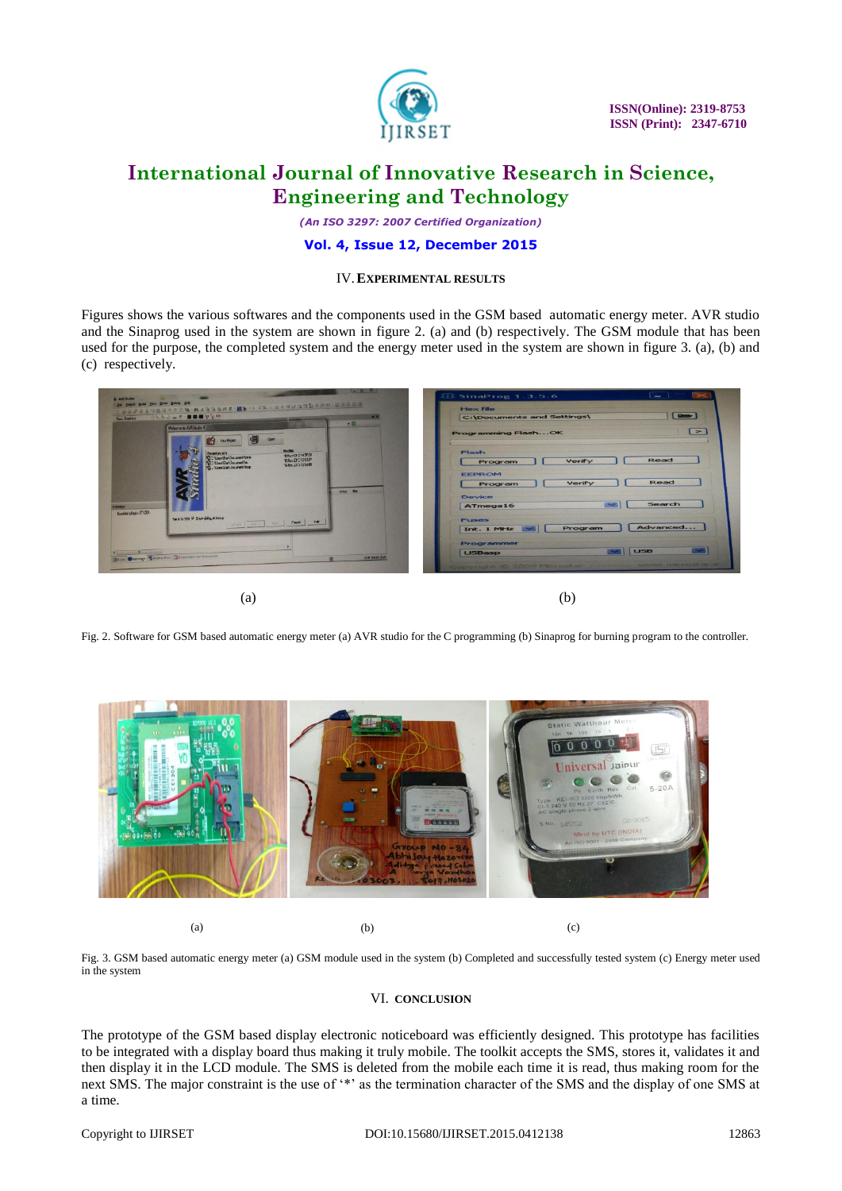## IV. EXPERIMENTAL RESULTS

Figures shows the various softwares and the components used in the GSM based automatic energy meter. AVR studio and the Sinaprog used in the system are shown in figure 2. (a) and (b) respectively. The GSM module that has been used for the purpose, the completed system and the energy meter used in the system are shown in figure 3. (a), (b) and (c) respectively.

(a) (b)

Fig. 2. Software for GSM based automatic energy meter (a) AVR studio for the C programming (b) Sinaprog for burning program to the controller.

(a) (b) (c)

Fig. 3. GSM based automatic energy meter (a) GSM module used in the system (b) Completed and successfully tested system (c) Energy meter used in the system

## VI. CONCLUSION

The prototype of the GSM based display electronic noticeboard was efficiently designed. This prototype has facilities to be integrated with a display board thus making it truly mobile. The toolkit accepts the SMS, stores it, validates it and then display it in the LCD module. The SMS is deleted from the mobile each time it is read, thus making room for the next SMS. The major constraint is the use of '*' as the termination character of the SMS and the display of one SMS at a time.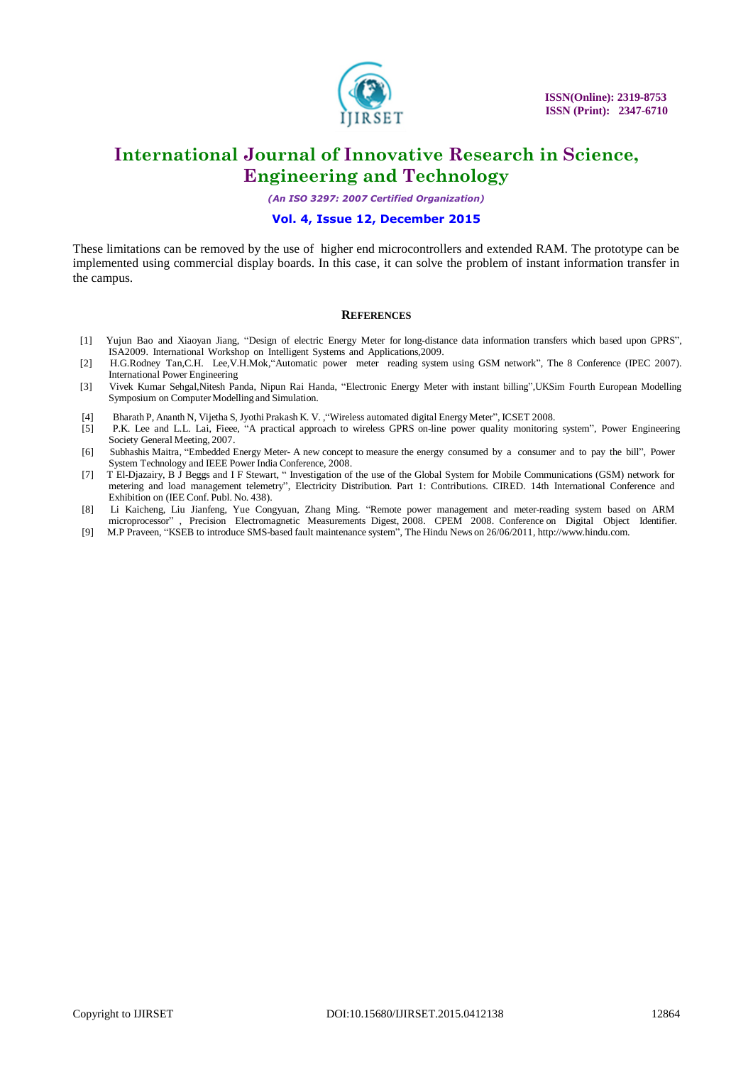These limitations can be removed by the use of higher end microcontrollers and extended RAM. The prototype can be implemented using commercial display boards. In this case, it can solve the problem of instant information transfer in the campus.

## REFERENCES

[1] Yujun Bao and Xiaoyan Jiang, "Design of electric Energy Meter for long-distance data information transfers which based upon GPRS", ISA2009. International Workshop on Intelligent Systems and Applications,2009.

[2] H.G.Rodney Tan,C.H. Lee,V.H.Mok,"Automatic power meter reading system using GSM network", The 8 Conference (IPEC 2007). International Power Engineering

[3] Vivek Kumar Sehgal,Nitesh Panda, Nipun Rai Handa, "Electronic Energy Meter with instant billing",UKSim Fourth European Modelling Symposium on Computer Modelling and Simulation.

[4] Bharath P, Ananth N, Vijetha S, Jyothi Prakash K. V. ,"Wireless automated digital Energy Meter", ICSET 2008.

[5] P.K. Lee and L.L. Lai, Fieee, "A practical approach to wireless GPRS on-line power quality monitoring system", Power Engineering Society General Meeting, 2007.

[6] Subhashis Maitra, "Embedded Energy Meter- A new concept to measure the energy consumed by a consumer and to pay the bill", Power System Technology and IEEE Power India Conference, 2008.

[7] T El-Djazairy, B J Beggs and I F Stewart, " Investigation of the use of the Global System for Mobile Communications (GSM) network for metering and load management telemetry", Electricity Distribution. Part 1: Contributions. CIRED. 14th International Conference and Exhibition on (IEE Conf. Publ. No. 438).

[8] Li Kaicheng, Liu Jianfeng, Yue Congyuan, Zhang Ming. "Remote power management and meter-reading system based on ARM microprocessor" , Precision Electromagnetic Measurements Digest, 2008. CPEM 2008. Conference on Digital Object Identifier.

[9] M.P Praveen, "KSEB to introduce SMS-based fault maintenance system", The Hindu News on 26/06/2011, http://www.hindu.com.